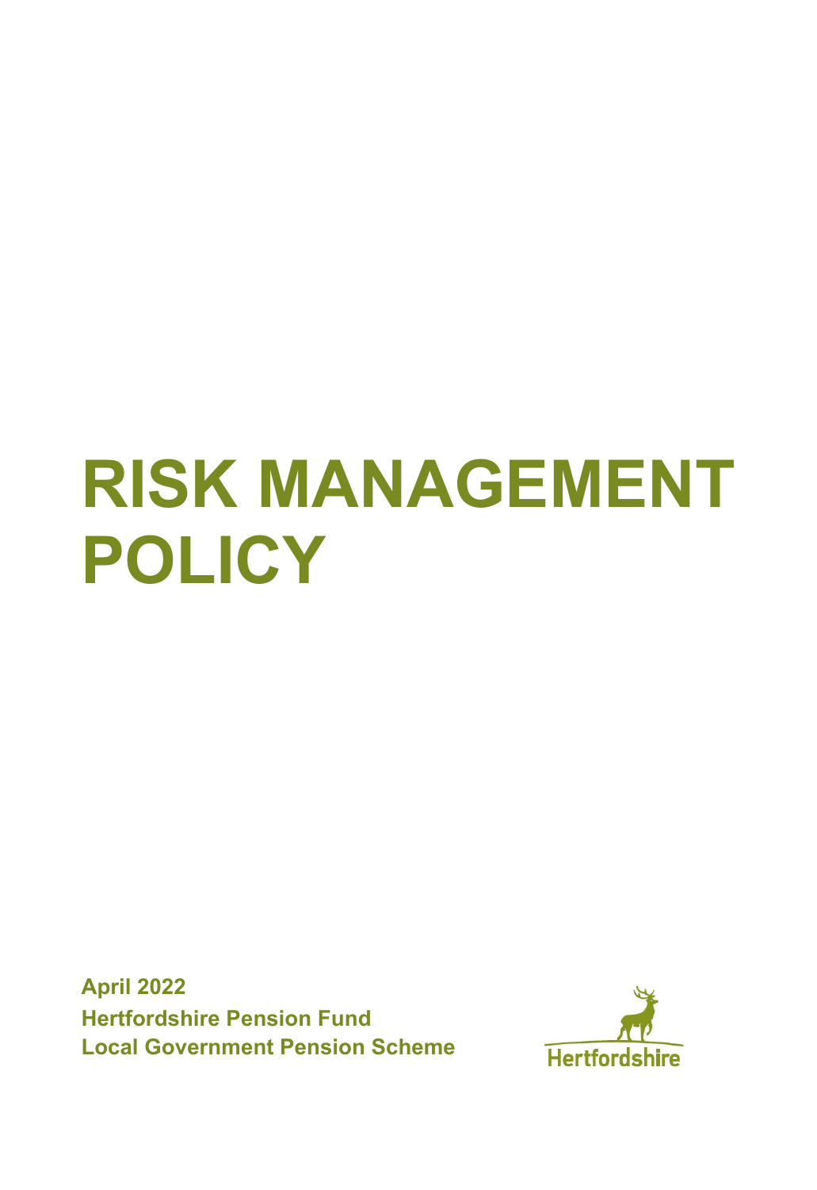# RISK MANAGEMENT POLICY

**April 2022**
**Hertfordshire Pension Fund**
**Local Government Pension Scheme**

Hertfordshire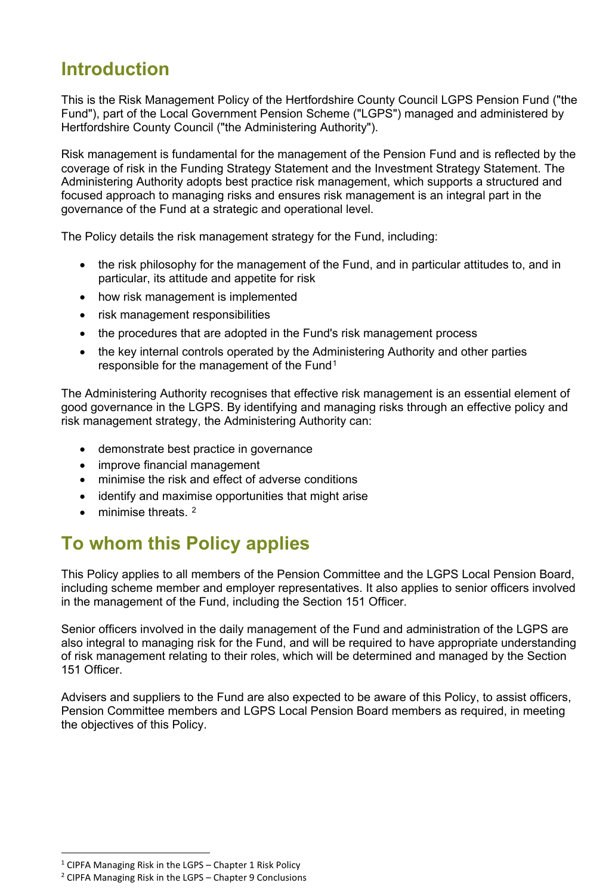## Introduction

This is the Risk Management Policy of the Hertfordshire County Council LGPS Pension Fund ("the Fund"), part of the Local Government Pension Scheme ("LGPS") managed and administered by Hertfordshire County Council ("the Administering Authority").

Risk management is fundamental for the management of the Pension Fund and is reflected by the coverage of risk in the Funding Strategy Statement and the Investment Strategy Statement. The Administering Authority adopts best practice risk management, which supports a structured and focused approach to managing risks and ensures risk management is an integral part in the governance of the Fund at a strategic and operational level.

The Policy details the risk management strategy for the Fund, including:

- the risk philosophy for the management of the Fund, and in particular attitudes to, and in particular, its attitude and appetite for risk
- how risk management is implemented
- risk management responsibilities
- the procedures that are adopted in the Fund's risk management process
- the key internal controls operated by the Administering Authority and other parties responsible for the management of the Fund[1]

The Administering Authority recognises that effective risk management is an essential element of good governance in the LGPS. By identifying and managing risks through an effective policy and risk management strategy, the Administering Authority can:

- demonstrate best practice in governance
- improve financial management
- minimise the risk and effect of adverse conditions
- identify and maximise opportunities that might arise
- minimise threats. [2]

## To whom this Policy applies

This Policy applies to all members of the Pension Committee and the LGPS Local Pension Board, including scheme member and employer representatives. It also applies to senior officers involved in the management of the Fund, including the Section 151 Officer.

Senior officers involved in the daily management of the Fund and administration of the LGPS are also integral to managing risk for the Fund, and will be required to have appropriate understanding of risk management relating to their roles, which will be determined and managed by the Section 151 Officer.

Advisers and suppliers to the Fund are also expected to be aware of this Policy, to assist officers, Pension Committee members and LGPS Local Pension Board members as required, in meeting the objectives of this Policy.

[1] CIPFA Managing Risk in the LGPS – Chapter 1 Risk Policy

[2] CIPFA Managing Risk in the LGPS – Chapter 9 Conclusions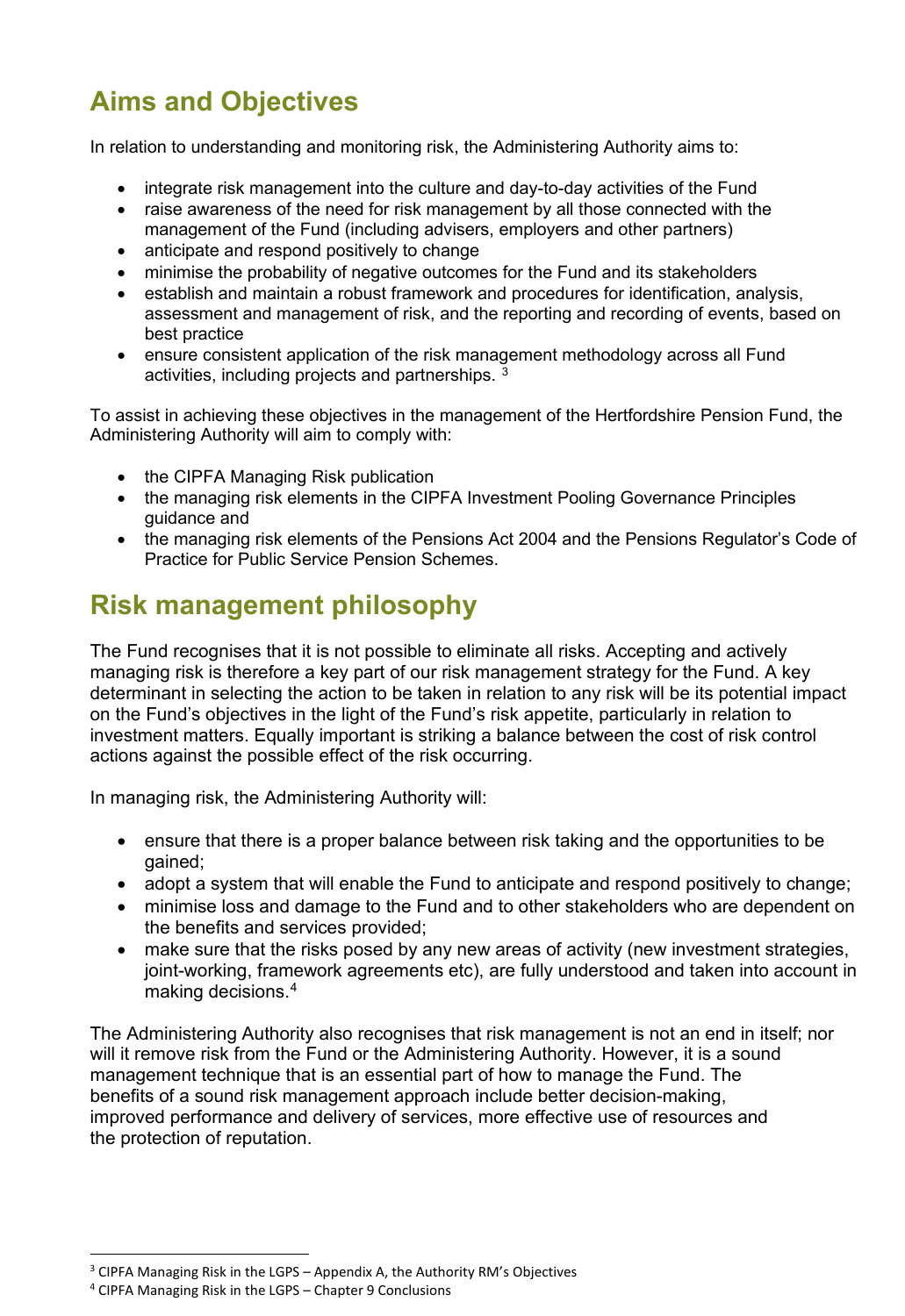## Aims and Objectives

In relation to understanding and monitoring risk, the Administering Authority aims to:

- integrate risk management into the culture and day-to-day activities of the Fund
- raise awareness of the need for risk management by all those connected with the management of the Fund (including advisers, employers and other partners)
- anticipate and respond positively to change
- minimise the probability of negative outcomes for the Fund and its stakeholders
- establish and maintain a robust framework and procedures for identification, analysis, assessment and management of risk, and the reporting and recording of events, based on best practice
- ensure consistent application of the risk management methodology across all Fund activities, including projects and partnerships. [3]

To assist in achieving these objectives in the management of the Hertfordshire Pension Fund, the Administering Authority will aim to comply with:

- the CIPFA Managing Risk publication
- the managing risk elements in the CIPFA Investment Pooling Governance Principles guidance and
- the managing risk elements of the Pensions Act 2004 and the Pensions Regulator's Code of Practice for Public Service Pension Schemes.

## Risk management philosophy

The Fund recognises that it is not possible to eliminate all risks. Accepting and actively managing risk is therefore a key part of our risk management strategy for the Fund. A key determinant in selecting the action to be taken in relation to any risk will be its potential impact on the Fund's objectives in the light of the Fund's risk appetite, particularly in relation to investment matters. Equally important is striking a balance between the cost of risk control actions against the possible effect of the risk occurring.

In managing risk, the Administering Authority will:

- ensure that there is a proper balance between risk taking and the opportunities to be gained;
- adopt a system that will enable the Fund to anticipate and respond positively to change;
- minimise loss and damage to the Fund and to other stakeholders who are dependent on the benefits and services provided;
- make sure that the risks posed by any new areas of activity (new investment strategies, joint-working, framework agreements etc), are fully understood and taken into account in making decisions.[4]

The Administering Authority also recognises that risk management is not an end in itself; nor will it remove risk from the Fund or the Administering Authority. However, it is a sound management technique that is an essential part of how to manage the Fund. The benefits of a sound risk management approach include better decision-making, improved performance and delivery of services, more effective use of resources and the protection of reputation.

---

[3] CIPFA Managing Risk in the LGPS – Appendix A, the Authority RM's Objectives

[4] CIPFA Managing Risk in the LGPS – Chapter 9 Conclusions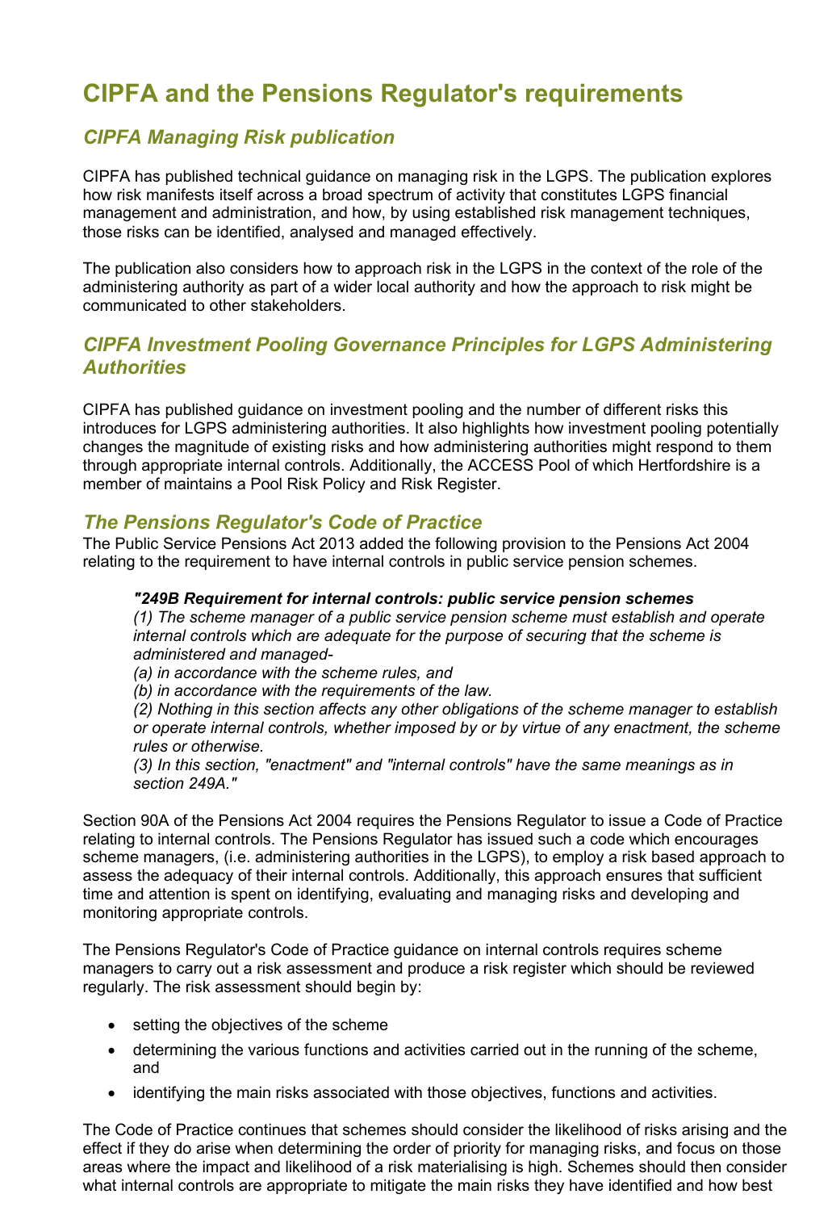# CIPFA and the Pensions Regulator's requirements

## *CIPFA Managing Risk publication*

CIPFA has published technical guidance on managing risk in the LGPS. The publication explores how risk manifests itself across a broad spectrum of activity that constitutes LGPS financial management and administration, and how, by using established risk management techniques, those risks can be identified, analysed and managed effectively.

The publication also considers how to approach risk in the LGPS in the context of the role of the administering authority as part of a wider local authority and how the approach to risk might be communicated to other stakeholders.

## *CIPFA Investment Pooling Governance Principles for LGPS Administering Authorities*

CIPFA has published guidance on investment pooling and the number of different risks this introduces for LGPS administering authorities. It also highlights how investment pooling potentially changes the magnitude of existing risks and how administering authorities might respond to them through appropriate internal controls. Additionally, the ACCESS Pool of which Hertfordshire is a member of maintains a Pool Risk Policy and Risk Register.

## *The Pensions Regulator's Code of Practice*

The Public Service Pensions Act 2013 added the following provision to the Pensions Act 2004 relating to the requirement to have internal controls in public service pension schemes.

> ***"249B Requirement for internal controls: public service pension schemes***
> *(1) The scheme manager of a public service pension scheme must establish and operate internal controls which are adequate for the purpose of securing that the scheme is administered and managed-*
> *(a) in accordance with the scheme rules, and*
> *(b) in accordance with the requirements of the law.*
> *(2) Nothing in this section affects any other obligations of the scheme manager to establish or operate internal controls, whether imposed by or by virtue of any enactment, the scheme rules or otherwise.*
> *(3) In this section, "enactment" and "internal controls" have the same meanings as in section 249A."*

Section 90A of the Pensions Act 2004 requires the Pensions Regulator to issue a Code of Practice relating to internal controls. The Pensions Regulator has issued such a code which encourages scheme managers, (i.e. administering authorities in the LGPS), to employ a risk based approach to assess the adequacy of their internal controls. Additionally, this approach ensures that sufficient time and attention is spent on identifying, evaluating and managing risks and developing and monitoring appropriate controls.

The Pensions Regulator's Code of Practice guidance on internal controls requires scheme managers to carry out a risk assessment and produce a risk register which should be reviewed regularly. The risk assessment should begin by:

- setting the objectives of the scheme
- determining the various functions and activities carried out in the running of the scheme, and
- identifying the main risks associated with those objectives, functions and activities.

The Code of Practice continues that schemes should consider the likelihood of risks arising and the effect if they do arise when determining the order of priority for managing risks, and focus on those areas where the impact and likelihood of a risk materialising is high. Schemes should then consider what internal controls are appropriate to mitigate the main risks they have identified and how best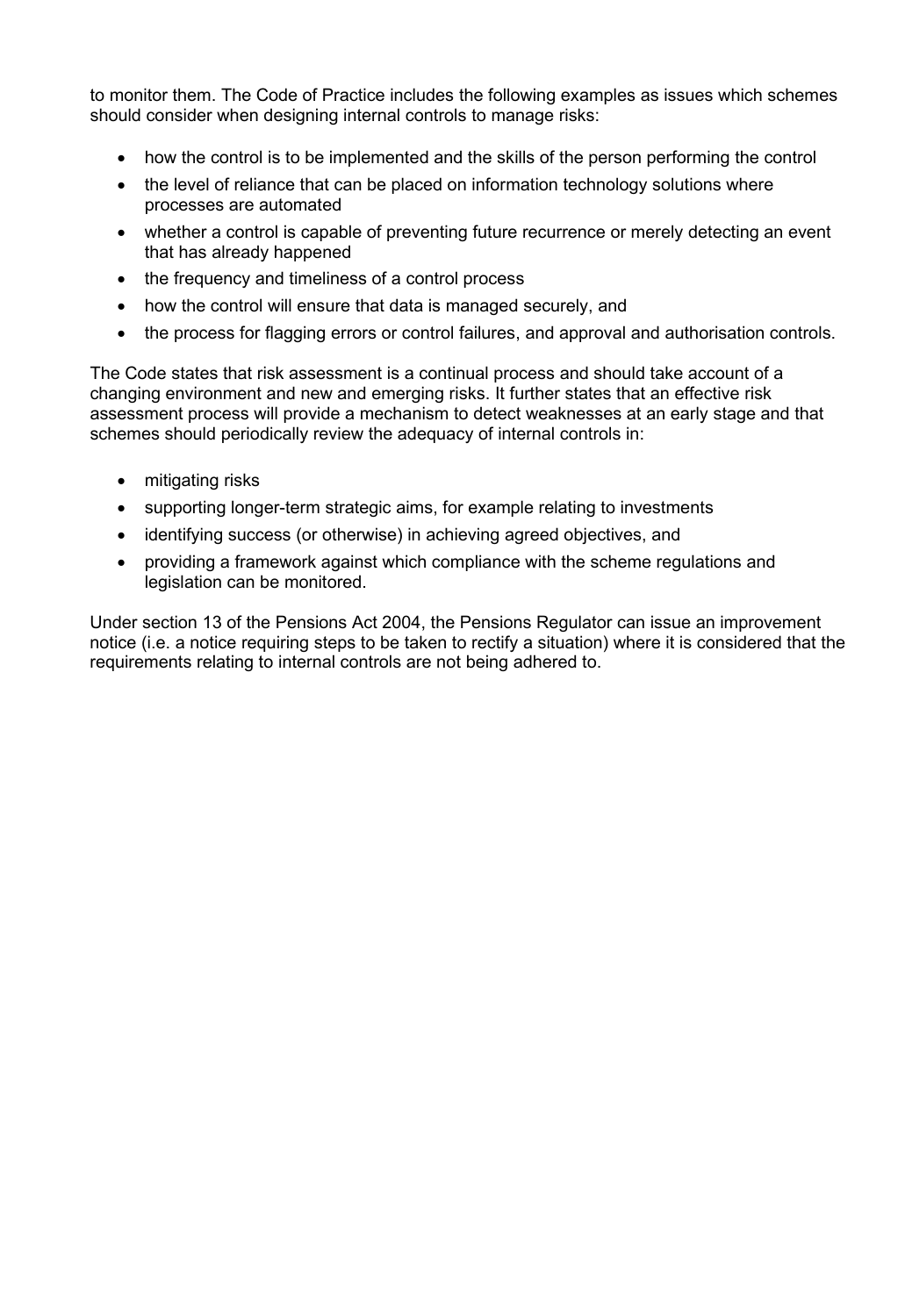to monitor them. The Code of Practice includes the following examples as issues which schemes should consider when designing internal controls to manage risks:

- how the control is to be implemented and the skills of the person performing the control
- the level of reliance that can be placed on information technology solutions where processes are automated
- whether a control is capable of preventing future recurrence or merely detecting an event that has already happened
- the frequency and timeliness of a control process
- how the control will ensure that data is managed securely, and
- the process for flagging errors or control failures, and approval and authorisation controls.

The Code states that risk assessment is a continual process and should take account of a changing environment and new and emerging risks. It further states that an effective risk assessment process will provide a mechanism to detect weaknesses at an early stage and that schemes should periodically review the adequacy of internal controls in:

- mitigating risks
- supporting longer-term strategic aims, for example relating to investments
- identifying success (or otherwise) in achieving agreed objectives, and
- providing a framework against which compliance with the scheme regulations and legislation can be monitored.

Under section 13 of the Pensions Act 2004, the Pensions Regulator can issue an improvement notice (i.e. a notice requiring steps to be taken to rectify a situation) where it is considered that the requirements relating to internal controls are not being adhered to.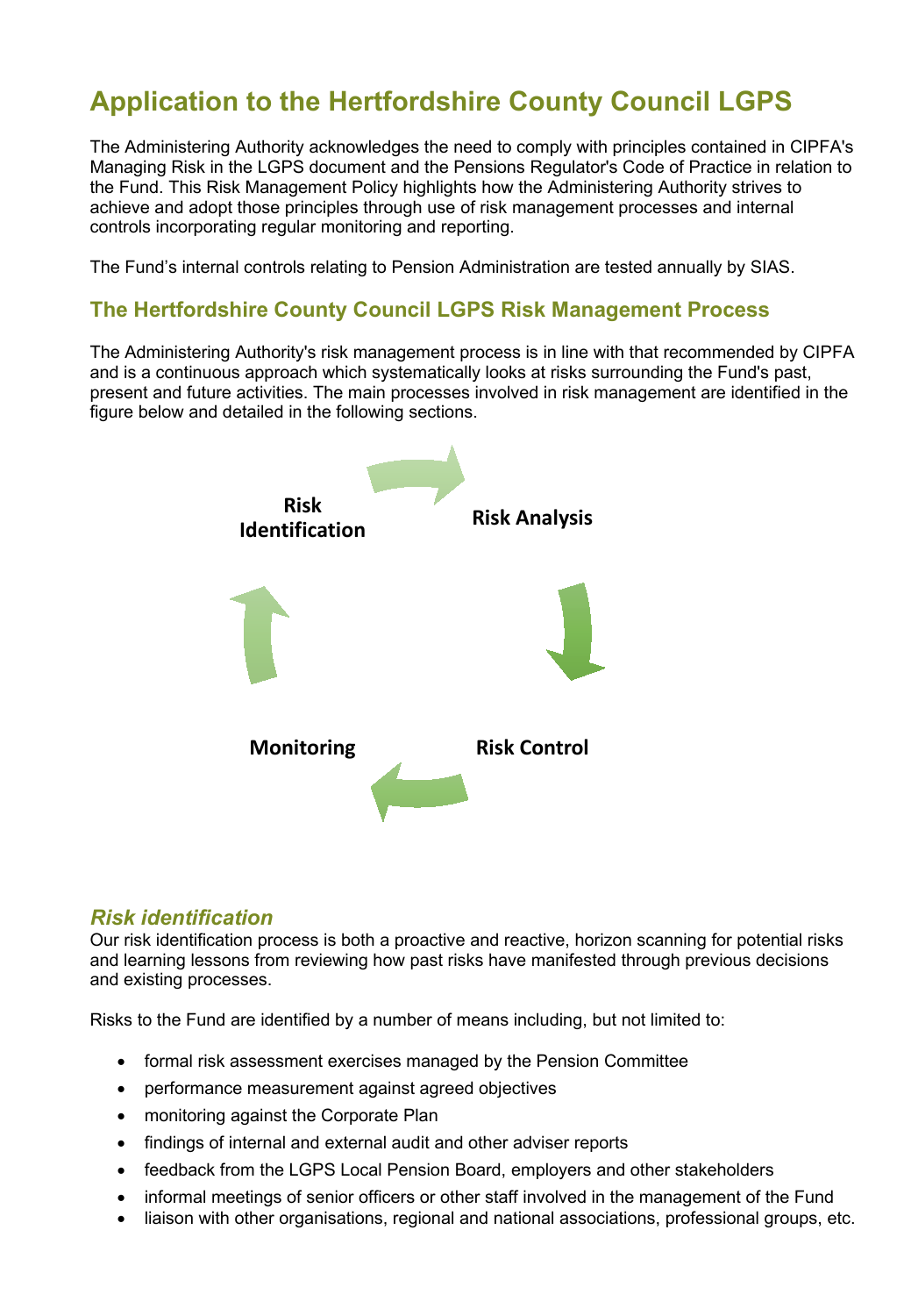# Application to the Hertfordshire County Council LGPS

The Administering Authority acknowledges the need to comply with principles contained in CIPFA's Managing Risk in the LGPS document and the Pensions Regulator's Code of Practice in relation to the Fund. This Risk Management Policy highlights how the Administering Authority strives to achieve and adopt those principles through use of risk management processes and internal controls incorporating regular monitoring and reporting.

The Fund's internal controls relating to Pension Administration are tested annually by SIAS.

## The Hertfordshire County Council LGPS Risk Management Process

The Administering Authority's risk management process is in line with that recommended by CIPFA and is a continuous approach which systematically looks at risks surrounding the Fund's past, present and future activities. The main processes involved in risk management are identified in the figure below and detailed in the following sections.

**Risk Identification** → **Risk Analysis** → **Risk Control** → **Monitoring** → **Risk Identification**

### *Risk identification*

Our risk identification process is both a proactive and reactive, horizon scanning for potential risks and learning lessons from reviewing how past risks have manifested through previous decisions and existing processes.

Risks to the Fund are identified by a number of means including, but not limited to:

- formal risk assessment exercises managed by the Pension Committee
- performance measurement against agreed objectives
- monitoring against the Corporate Plan
- findings of internal and external audit and other adviser reports
- feedback from the LGPS Local Pension Board, employers and other stakeholders
- informal meetings of senior officers or other staff involved in the management of the Fund
- liaison with other organisations, regional and national associations, professional groups, etc.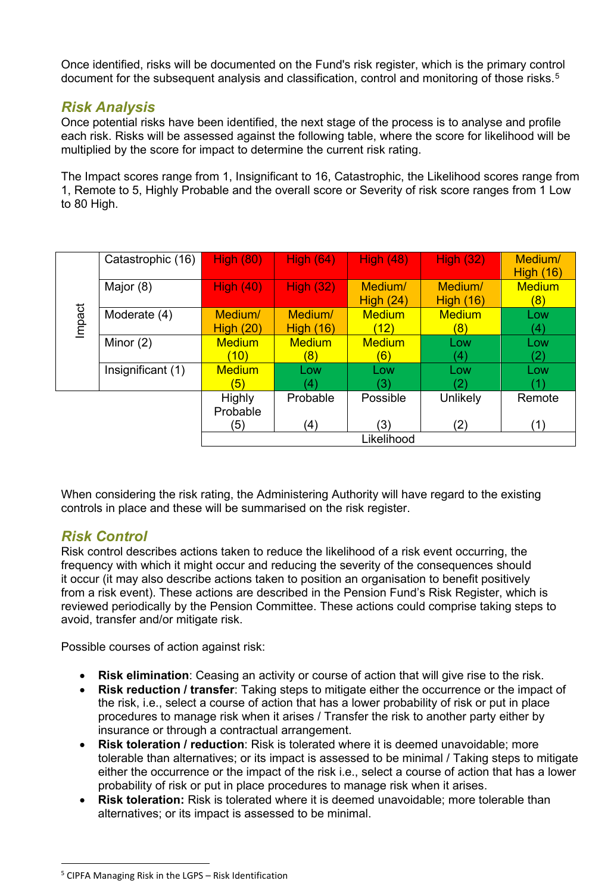Once identified, risks will be documented on the Fund's risk register, which is the primary control document for the subsequent analysis and classification, control and monitoring of those risks.[5]

## *Risk Analysis*

Once potential risks have been identified, the next stage of the process is to analyse and profile each risk. Risks will be assessed against the following table, where the score for likelihood will be multiplied by the score for impact to determine the current risk rating.

The Impact scores range from 1, Insignificant to 16, Catastrophic, the Likelihood scores range from 1, Remote to 5, Highly Probable and the overall score or Severity of risk score ranges from 1 Low to 80 High.

| Impact | | | | | | |
|---|---|---|---|---|---|---|
| | Catastrophic (16) | High (80) | High (64) | High (48) | High (32) | Medium/ High (16) |
| | Major (8) | High (40) | High (32) | Medium/ High (24) | Medium/ High (16) | Medium (8) |
| | Moderate (4) | Medium/ High (20) | Medium/ High (16) | Medium (12) | Medium (8) | Low (4) |
| | Minor (2) | Medium (10) | Medium (8) | Medium (6) | Low (4) | Low (2) |
| | Insignificant (1) | Medium (5) | Low (4) | Low (3) | Low (2) | Low (1) |
| | | Highly Probable (5) | Probable (4) | Possible (3) | Unlikely (2) | Remote (1) |
| | | Likelihood | | | | |

When considering the risk rating, the Administering Authority will have regard to the existing controls in place and these will be summarised on the risk register.

## *Risk Control*

Risk control describes actions taken to reduce the likelihood of a risk event occurring, the frequency with which it might occur and reducing the severity of the consequences should it occur (it may also describe actions taken to position an organisation to benefit positively from a risk event). These actions are described in the Pension Fund's Risk Register, which is reviewed periodically by the Pension Committee. These actions could comprise taking steps to avoid, transfer and/or mitigate risk.

Possible courses of action against risk:

- **Risk elimination**: Ceasing an activity or course of action that will give rise to the risk.
- **Risk reduction / transfer**: Taking steps to mitigate either the occurrence or the impact of the risk, i.e., select a course of action that has a lower probability of risk or put in place procedures to manage risk when it arises / Transfer the risk to another party either by insurance or through a contractual arrangement.
- **Risk toleration / reduction**: Risk is tolerated where it is deemed unavoidable; more tolerable than alternatives; or its impact is assessed to be minimal / Taking steps to mitigate either the occurrence or the impact of the risk i.e., select a course of action that has a lower probability of risk or put in place procedures to manage risk when it arises.
- **Risk toleration:** Risk is tolerated where it is deemed unavoidable; more tolerable than alternatives; or its impact is assessed to be minimal.

[5] CIPFA Managing Risk in the LGPS – Risk Identification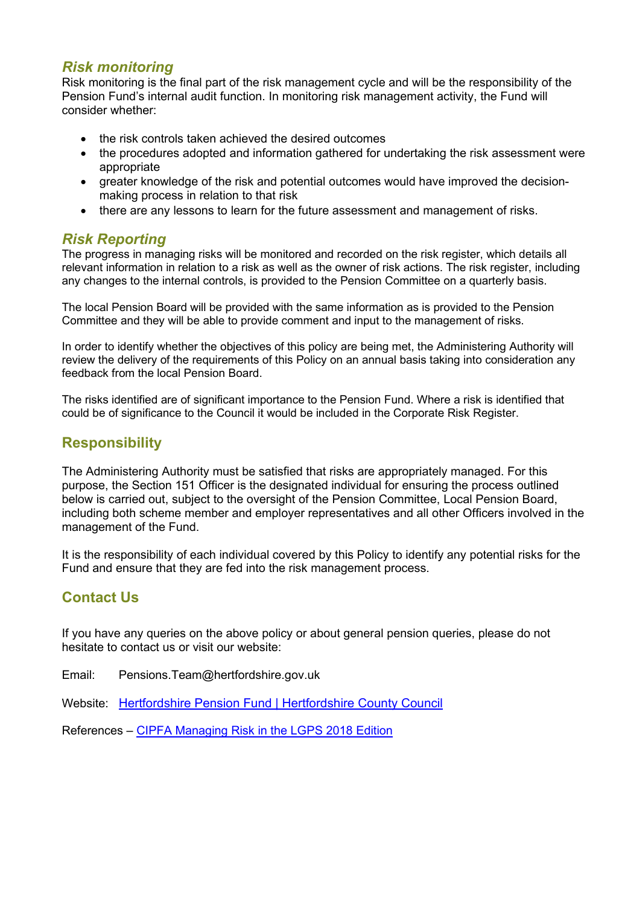### *Risk monitoring*

Risk monitoring is the final part of the risk management cycle and will be the responsibility of the Pension Fund's internal audit function. In monitoring risk management activity, the Fund will consider whether:

- the risk controls taken achieved the desired outcomes
- the procedures adopted and information gathered for undertaking the risk assessment were appropriate
- greater knowledge of the risk and potential outcomes would have improved the decision-making process in relation to that risk
- there are any lessons to learn for the future assessment and management of risks.

### *Risk Reporting*

The progress in managing risks will be monitored and recorded on the risk register, which details all relevant information in relation to a risk as well as the owner of risk actions. The risk register, including any changes to the internal controls, is provided to the Pension Committee on a quarterly basis.

The local Pension Board will be provided with the same information as is provided to the Pension Committee and they will be able to provide comment and input to the management of risks.

In order to identify whether the objectives of this policy are being met, the Administering Authority will review the delivery of the requirements of this Policy on an annual basis taking into consideration any feedback from the local Pension Board.

The risks identified are of significant importance to the Pension Fund. Where a risk is identified that could be of significance to the Council it would be included in the Corporate Risk Register.

## Responsibility

The Administering Authority must be satisfied that risks are appropriately managed. For this purpose, the Section 151 Officer is the designated individual for ensuring the process outlined below is carried out, subject to the oversight of the Pension Committee, Local Pension Board, including both scheme member and employer representatives and all other Officers involved in the management of the Fund.

It is the responsibility of each individual covered by this Policy to identify any potential risks for the Fund and ensure that they are fed into the risk management process.

## Contact Us

If you have any queries on the above policy or about general pension queries, please do not hesitate to contact us or visit our website:

Email: Pensions.Team@hertfordshire.gov.uk

Website: [Hertfordshire Pension Fund | Hertfordshire County Council]

References – [CIPFA Managing Risk in the LGPS 2018 Edition]